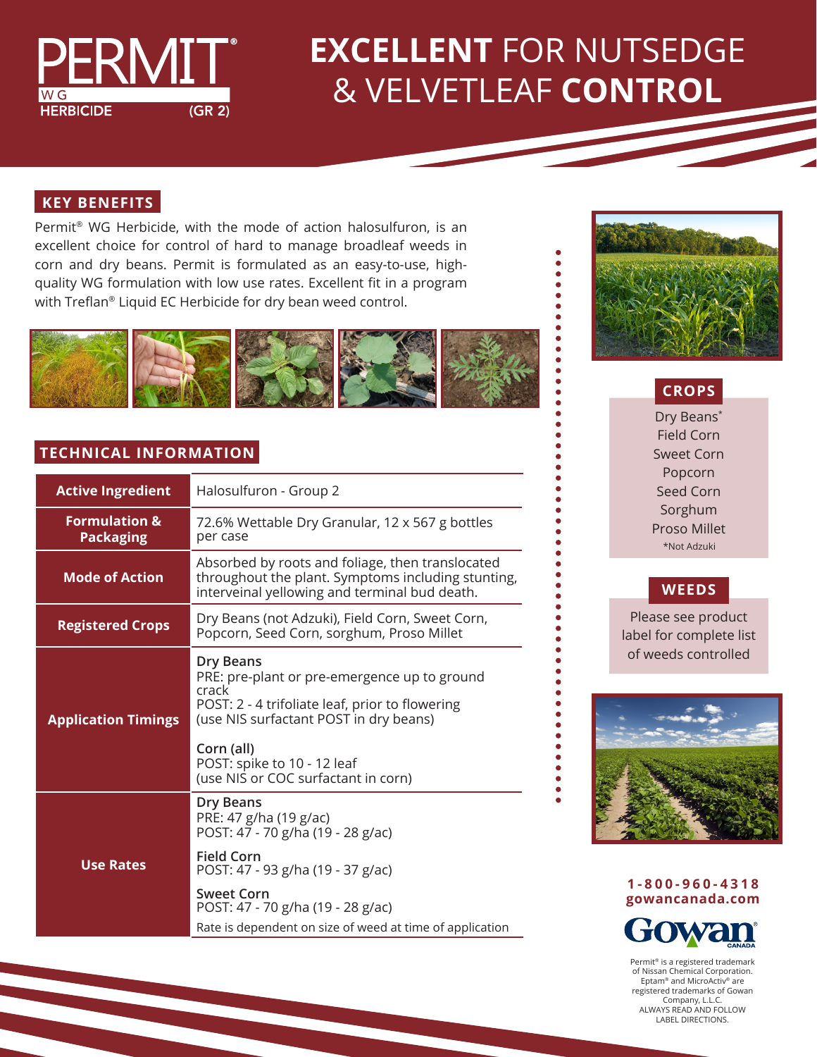# PERMIT® WG HERBICIDE (GR 2)

# EXCELLENT FOR NUTSEDGE & VELVETLEAF CONTROL

## KEY BENEFITS

Permit® WG Herbicide, with the mode of action halosulfuron, is an excellent choice for control of hard to manage broadleaf weeds in corn and dry beans. Permit is formulated as an easy-to-use, high-quality WG formulation with low use rates. Excellent fit in a program with Treflan® Liquid EC Herbicide for dry bean weed control.

## TECHNICAL INFORMATION

| | |
|---|---|
| **Active Ingredient** | Halosulfuron - Group 2 |
| **Formulation & Packaging** | 72.6% Wettable Dry Granular, 12 x 567 g bottles per case |
| **Mode of Action** | Absorbed by roots and foliage, then translocated throughout the plant. Symptoms including stunting, interveinal yellowing and terminal bud death. |
| **Registered Crops** | Dry Beans (not Adzuki), Field Corn, Sweet Corn, Popcorn, Seed Corn, sorghum, Proso Millet |
| **Application Timings** | **Dry Beans**<br>PRE: pre-plant or pre-emergence up to ground crack<br>POST: 2 - 4 trifoliate leaf, prior to flowering<br>(use NIS surfactant POST in dry beans)<br><br>**Corn (all)**<br>POST: spike to 10 - 12 leaf<br>(use NIS or COC surfactant in corn) |
| **Use Rates** | **Dry Beans**<br>PRE: 47 g/ha (19 g/ac)<br>POST: 47 - 70 g/ha (19 - 28 g/ac)<br><br>**Field Corn**<br>POST: 47 - 93 g/ha (19 - 37 g/ac)<br><br>**Sweet Corn**<br>POST: 47 - 70 g/ha (19 - 28 g/ac)<br><br>Rate is dependent on size of weed at time of application |

## CROPS

Dry Beans*
Field Corn
Sweet Corn
Popcorn
Seed Corn
Sorghum
Proso Millet

*Not Adzuki

## WEEDS

Please see product label for complete list of weeds controlled

**1-800-960-4318**
**gowancanada.com**

Gowan CANADA

Permit® is a registered trademark of Nissan Chemical Corporation. Eptam® and MicroActiv® are registered trademarks of Gowan Company, L.L.C.
ALWAYS READ AND FOLLOW LABEL DIRECTIONS.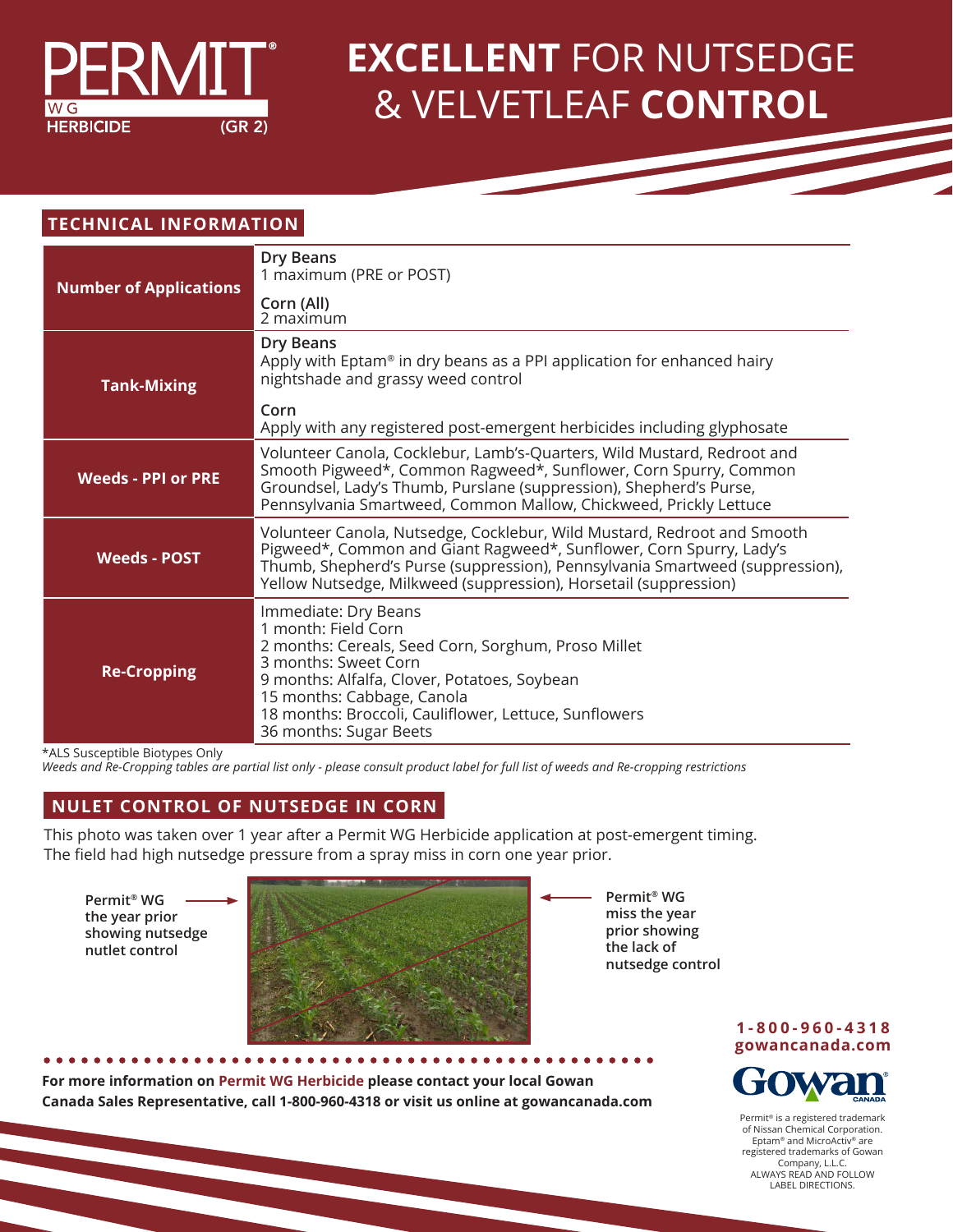# PERMIT® WG HERBICIDE (GR 2)

# EXCELLENT FOR NUTSEDGE & VELVETLEAF CONTROL

## TECHNICAL INFORMATION

| | |
|---|---|
| **Number of Applications** | **Dry Beans**<br>1 maximum (PRE or POST)<br>**Corn (All)**<br>2 maximum |
| **Tank-Mixing** | **Dry Beans**<br>Apply with Eptam® in dry beans as a PPI application for enhanced hairy nightshade and grassy weed control<br>**Corn**<br>Apply with any registered post-emergent herbicides including glyphosate |
| **Weeds - PPI or PRE** | Volunteer Canola, Cocklebur, Lamb's-Quarters, Wild Mustard, Redroot and Smooth Pigweed*, Common Ragweed*, Sunflower, Corn Spurry, Common Groundsel, Lady's Thumb, Purslane (suppression), Shepherd's Purse, Pennsylvania Smartweed, Common Mallow, Chickweed, Prickly Lettuce |
| **Weeds - POST** | Volunteer Canola, Nutsedge, Cocklebur, Wild Mustard, Redroot and Smooth Pigweed*, Common and Giant Ragweed*, Sunflower, Corn Spurry, Lady's Thumb, Shepherd's Purse (suppression), Pennsylvania Smartweed (suppression), Yellow Nutsedge, Milkweed (suppression), Horsetail (suppression) |
| **Re-Cropping** | Immediate: Dry Beans<br>1 month: Field Corn<br>2 months: Cereals, Seed Corn, Sorghum, Proso Millet<br>3 months: Sweet Corn<br>9 months: Alfalfa, Clover, Potatoes, Soybean<br>15 months: Cabbage, Canola<br>18 months: Broccoli, Cauliflower, Lettuce, Sunflowers<br>36 months: Sugar Beets |

*ALS Susceptible Biotypes Only

*Weeds and Re-Cropping tables are partial list only - please consult product label for full list of weeds and Re-cropping restrictions*

## NULET CONTROL OF NUTSEDGE IN CORN

This photo was taken over 1 year after a Permit WG Herbicide application at post-emergent timing. The field had high nutsedge pressure from a spray miss in corn one year prior.

**Permit® WG the year prior showing nutsedge nutlet control**

**Permit® WG miss the year prior showing the lack of nutsedge control**

**For more information on Permit WG Herbicide please contact your local Gowan Canada Sales Representative, call 1-800-960-4318 or visit us online at gowancanada.com**

**1-800-960-4318**
**gowancanada.com**

Gowan® CANADA

Permit® is a registered trademark of Nissan Chemical Corporation. Eptam® and MicroActiv® are registered trademarks of Gowan Company, L.L.C. ALWAYS READ AND FOLLOW LABEL DIRECTIONS.